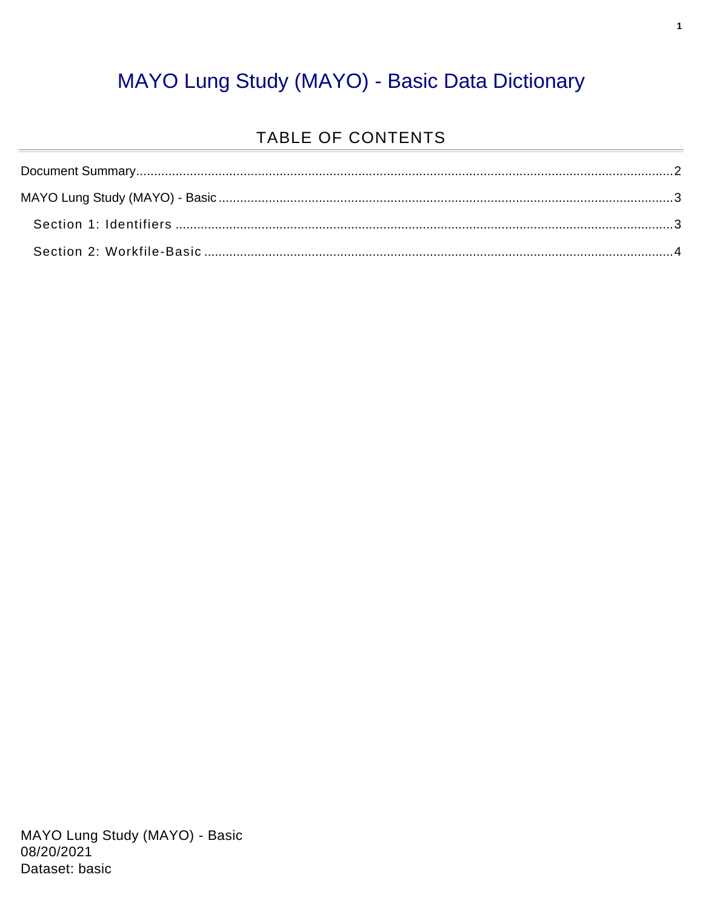# MAYO Lung Study (MAYO) - Basic Data Dictionary

## TABLE OF CONTENTS

Document Summary....................2

MAYO Lung Study (MAYO) - Basic....................3

- Section 1: Identifiers....................3
- Section 2: Workfile-Basic....................4

MAYO Lung Study (MAYO) - Basic
08/20/2021
Dataset: basic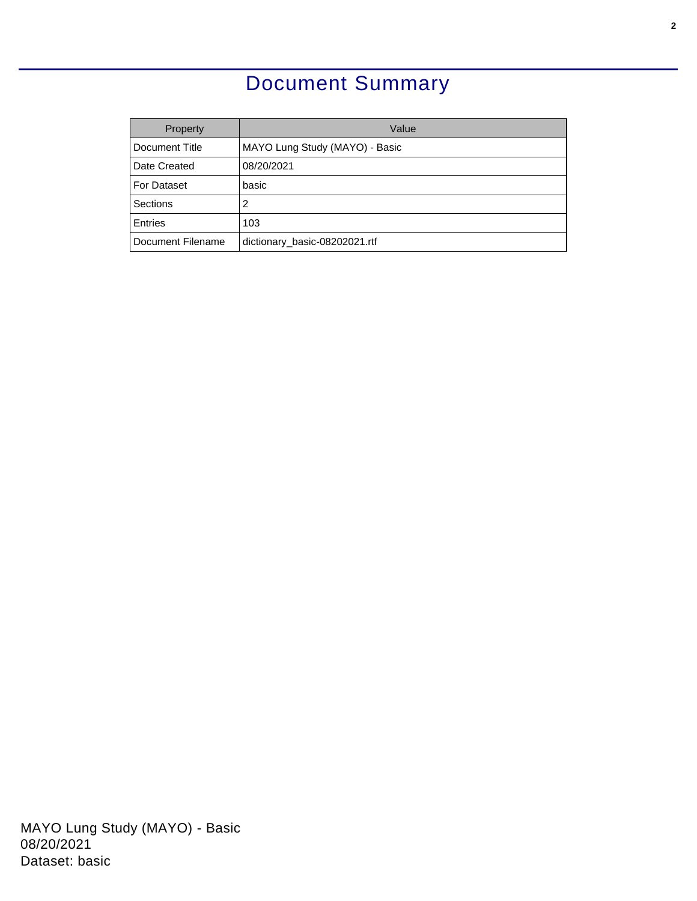# Document Summary

| Property | Value |
|---|---|
| Document Title | MAYO Lung Study (MAYO) - Basic |
| Date Created | 08/20/2021 |
| For Dataset | basic |
| Sections | 2 |
| Entries | 103 |
| Document Filename | dictionary_basic-08202021.rtf |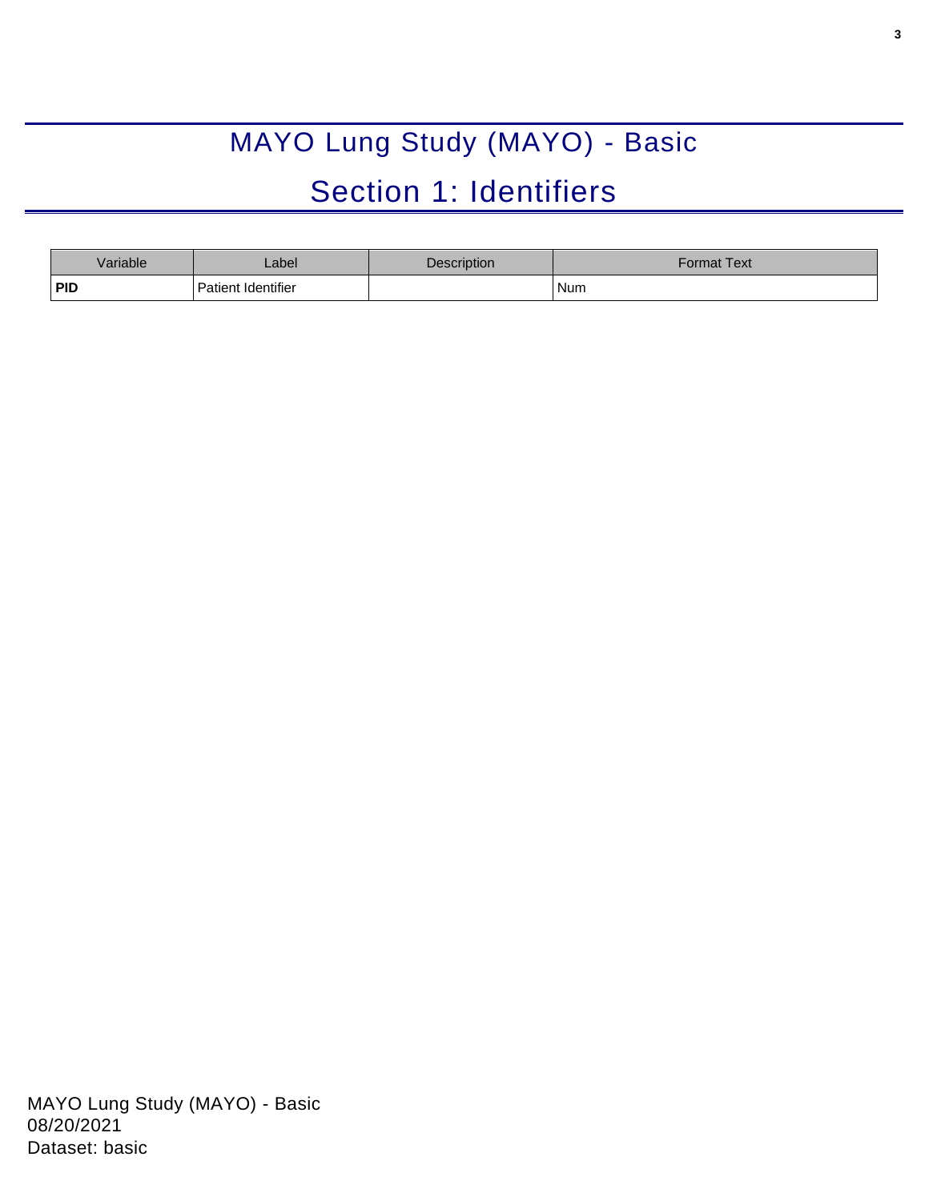# MAYO Lung Study (MAYO) - Basic

## Section 1: Identifiers

| Variable | Label | Description | Format Text |
|---|---|---|---|
| **PID** | Patient Identifier | | Num |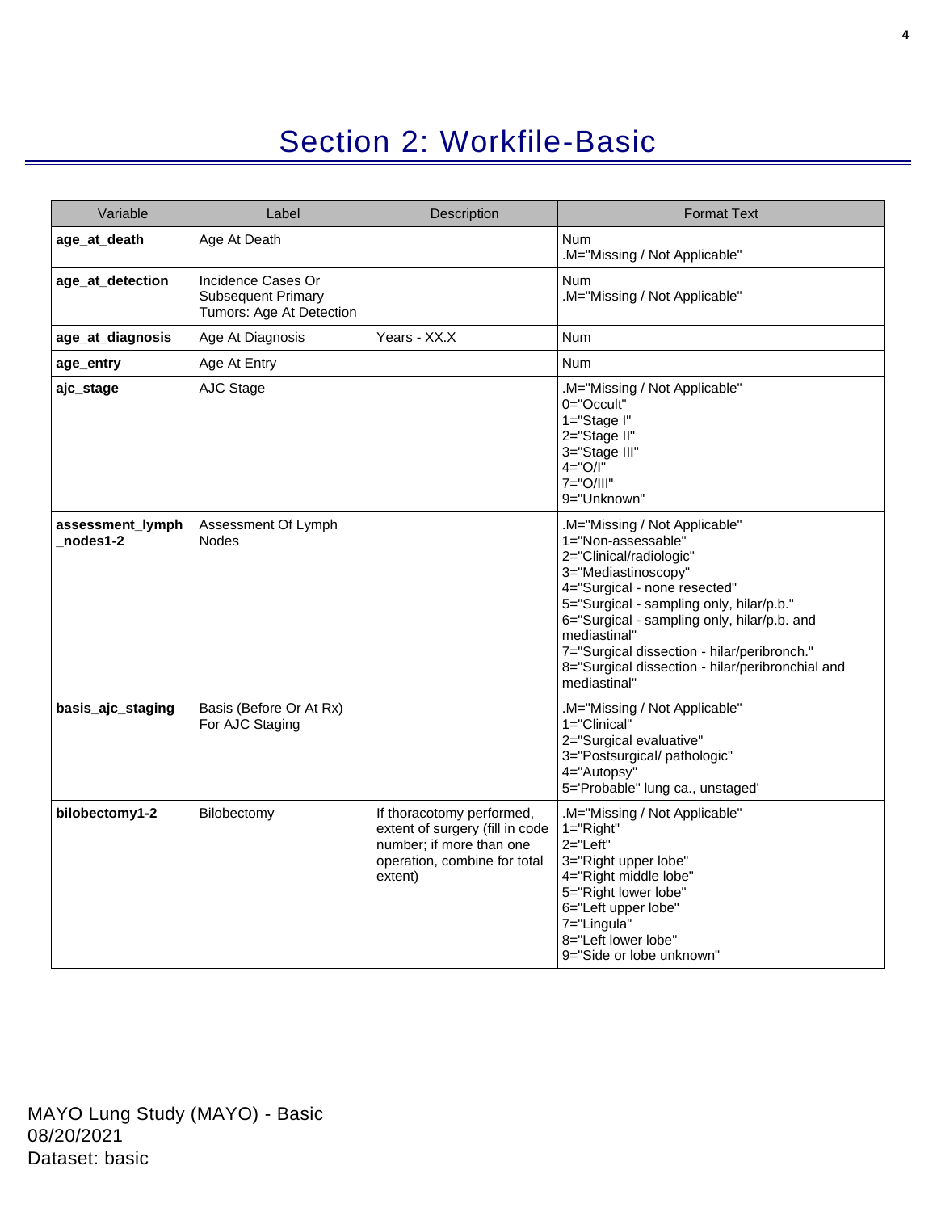# Section 2: Workfile-Basic

| Variable | Label | Description | Format Text |
|---|---|---|---|
| **age_at_death** | Age At Death | | Num<br>.M="Missing / Not Applicable" |
| **age_at_detection** | Incidence Cases Or Subsequent Primary Tumors: Age At Detection | | Num<br>.M="Missing / Not Applicable" |
| **age_at_diagnosis** | Age At Diagnosis | Years - XX.X | Num |
| **age_entry** | Age At Entry | | Num |
| **ajc_stage** | AJC Stage | | .M="Missing / Not Applicable"<br>0="Occult"<br>1="Stage I"<br>2="Stage II"<br>3="Stage III"<br>4="O/I"<br>7="O/III"<br>9="Unknown" |
| **assessment_lymph_nodes1-2** | Assessment Of Lymph Nodes | | .M="Missing / Not Applicable"<br>1="Non-assessable"<br>2="Clinical/radiologic"<br>3="Mediastinoscopy"<br>4="Surgical - none resected"<br>5="Surgical - sampling only, hilar/p.b."<br>6="Surgical - sampling only, hilar/p.b. and mediastinal"<br>7="Surgical dissection - hilar/peribronch."<br>8="Surgical dissection - hilar/peribronchial and mediastinal" |
| **basis_ajc_staging** | Basis (Before Or At Rx) For AJC Staging | | .M="Missing / Not Applicable"<br>1="Clinical"<br>2="Surgical evaluative"<br>3="Postsurgical/ pathologic"<br>4="Autopsy"<br>5='Probable" lung ca., unstaged' |
| **bilobectomy1-2** | Bilobectomy | If thoracotomy performed, extent of surgery (fill in code number; if more than one operation, combine for total extent) | .M="Missing / Not Applicable"<br>1="Right"<br>2="Left"<br>3="Right upper lobe"<br>4="Right middle lobe"<br>5="Right lower lobe"<br>6="Left upper lobe"<br>7="Lingula"<br>8="Left lower lobe"<br>9="Side or lobe unknown" |

MAYO Lung Study (MAYO) - Basic
08/20/2021
Dataset: basic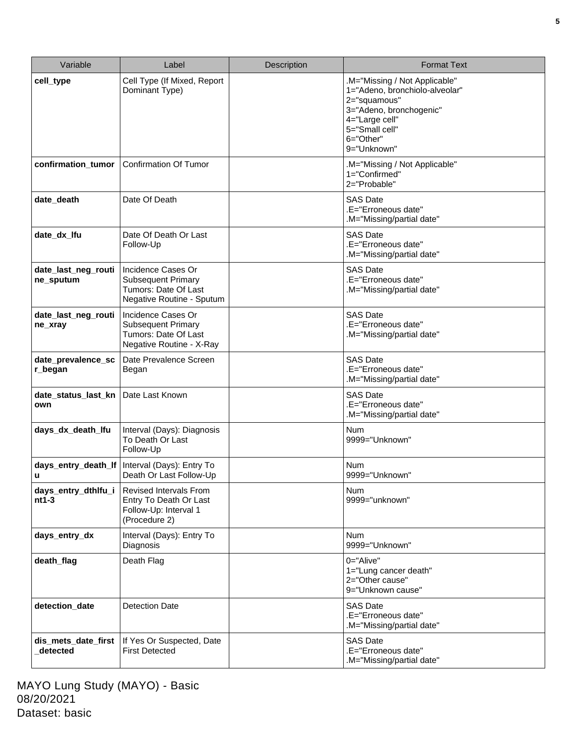| Variable | Label | Description | Format Text |
|---|---|---|---|
| **cell_type** | Cell Type (If Mixed, Report Dominant Type) | | .M="Missing / Not Applicable"<br>1="Adeno, bronchiolo-alveolar"<br>2="squamous"<br>3="Adeno, bronchogenic"<br>4="Large cell"<br>5="Small cell"<br>6="Other"<br>9="Unknown" |
| **confirmation_tumor** | Confirmation Of Tumor | | .M="Missing / Not Applicable"<br>1="Confirmed"<br>2="Probable" |
| **date_death** | Date Of Death | | SAS Date<br>.E="Erroneous date"<br>.M="Missing/partial date" |
| **date_dx_lfu** | Date Of Death Or Last Follow-Up | | SAS Date<br>.E="Erroneous date"<br>.M="Missing/partial date" |
| **date_last_neg_routine_sputum** | Incidence Cases Or Subsequent Primary Tumors: Date Of Last Negative Routine - Sputum | | SAS Date<br>.E="Erroneous date"<br>.M="Missing/partial date" |
| **date_last_neg_routine_xray** | Incidence Cases Or Subsequent Primary Tumors: Date Of Last Negative Routine - X-Ray | | SAS Date<br>.E="Erroneous date"<br>.M="Missing/partial date" |
| **date_prevalence_scr_began** | Date Prevalence Screen Began | | SAS Date<br>.E="Erroneous date"<br>.M="Missing/partial date" |
| **date_status_last_known** | Date Last Known | | SAS Date<br>.E="Erroneous date"<br>.M="Missing/partial date" |
| **days_dx_death_lfu** | Interval (Days): Diagnosis To Death Or Last Follow-Up | | Num<br>9999="Unknown" |
| **days_entry_death_lfu** | Interval (Days): Entry To Death Or Last Follow-Up | | Num<br>9999="Unknown" |
| **days_entry_dthlfu_int1-3** | Revised Intervals From Entry To Death Or Last Follow-Up: Interval 1 (Procedure 2) | | Num<br>9999="unknown" |
| **days_entry_dx** | Interval (Days): Entry To Diagnosis | | Num<br>9999="Unknown" |
| **death_flag** | Death Flag | | 0="Alive"<br>1="Lung cancer death"<br>2="Other cause"<br>9="Unknown cause" |
| **detection_date** | Detection Date | | SAS Date<br>.E="Erroneous date"<br>.M="Missing/partial date" |
| **dis_mets_date_first_detected** | If Yes Or Suspected, Date First Detected | | SAS Date<br>.E="Erroneous date"<br>.M="Missing/partial date" |

MAYO Lung Study (MAYO) - Basic
08/20/2021
Dataset: basic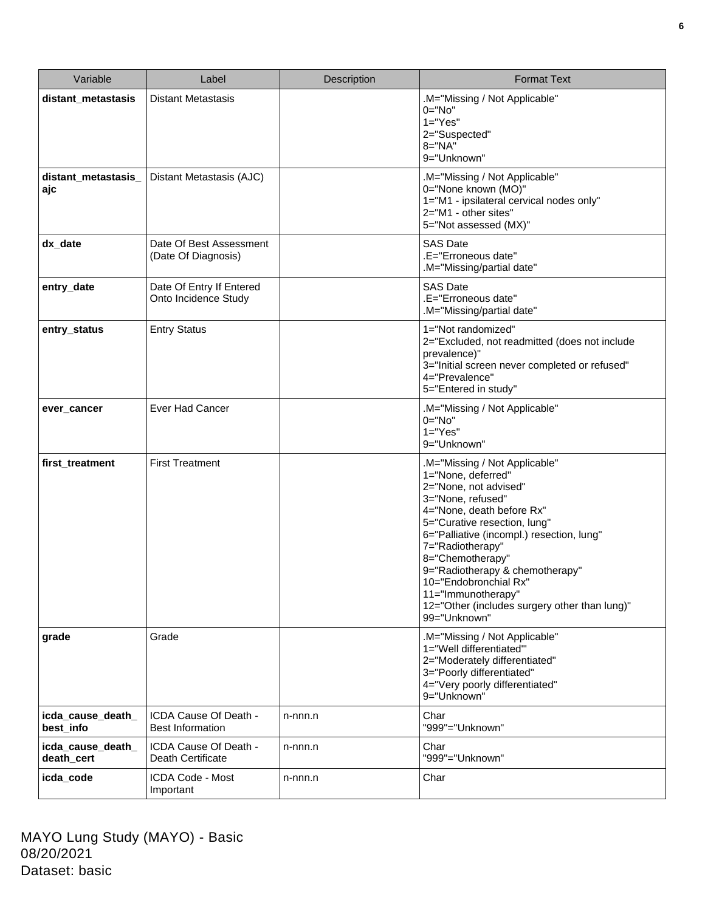| Variable | Label | Description | Format Text |
|---|---|---|---|
| **distant_metastasis** | Distant Metastasis | | .M="Missing / Not Applicable"<br>0="No"<br>1="Yes"<br>2="Suspected"<br>8="NA"<br>9="Unknown" |
| **distant_metastasis_ajc** | Distant Metastasis (AJC) | | .M="Missing / Not Applicable"<br>0="None known (MO)"<br>1="M1 - ipsilateral cervical nodes only"<br>2="M1 - other sites"<br>5="Not assessed (MX)" |
| **dx_date** | Date Of Best Assessment (Date Of Diagnosis) | | SAS Date<br>.E="Erroneous date"<br>.M="Missing/partial date" |
| **entry_date** | Date Of Entry If Entered Onto Incidence Study | | SAS Date<br>.E="Erroneous date"<br>.M="Missing/partial date" |
| **entry_status** | Entry Status | | 1="Not randomized"<br>2="Excluded, not readmitted (does not include prevalence)"<br>3="Initial screen never completed or refused"<br>4="Prevalence"<br>5="Entered in study" |
| **ever_cancer** | Ever Had Cancer | | .M="Missing / Not Applicable"<br>0="No"<br>1="Yes"<br>9="Unknown" |
| **first_treatment** | First Treatment | | .M="Missing / Not Applicable"<br>1="None, deferred"<br>2="None, not advised"<br>3="None, refused"<br>4="None, death before Rx"<br>5="Curative resection, lung"<br>6="Palliative (incompl.) resection, lung"<br>7="Radiotherapy"<br>8="Chemotherapy"<br>9="Radiotherapy & chemotherapy"<br>10="Endobronchial Rx"<br>11="Immunotherapy"<br>12="Other (includes surgery other than lung)"<br>99="Unknown" |
| **grade** | Grade | | .M="Missing / Not Applicable"<br>1="Well differentiated'"<br>2="Moderately differentiated"<br>3="Poorly differentiated"<br>4="Very poorly differentiated"<br>9="Unknown" |
| **icda_cause_death_best_info** | ICDA Cause Of Death - Best Information | n-nnn.n | Char<br>"999"="Unknown" |
| **icda_cause_death_death_cert** | ICDA Cause Of Death - Death Certificate | n-nnn.n | Char<br>"999"="Unknown" |
| **icda_code** | ICDA Code - Most Important | n-nnn.n | Char |

MAYO Lung Study (MAYO) - Basic
08/20/2021
Dataset: basic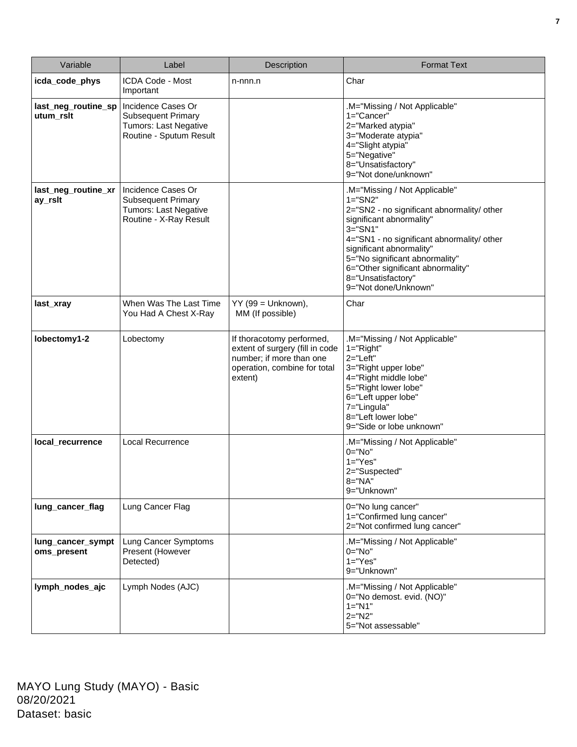| Variable | Label | Description | Format Text |
| --- | --- | --- | --- |
| **icda_code_phys** | ICDA Code - Most Important | n-nnn.n | Char |
| **last_neg_routine_sputum_rslt** | Incidence Cases Or Subsequent Primary Tumors: Last Negative Routine - Sputum Result | | .M="Missing / Not Applicable"<br>1="Cancer"<br>2="Marked atypia"<br>3="Moderate atypia"<br>4="Slight atypia"<br>5="Negative"<br>8="Unsatisfactory"<br>9="Not done/unknown" |
| **last_neg_routine_xray_rslt** | Incidence Cases Or Subsequent Primary Tumors: Last Negative Routine - X-Ray Result | | .M="Missing / Not Applicable"<br>1="SN2"<br>2="SN2 - no significant abnormality/ other significant abnormality"<br>3="SN1"<br>4="SN1 - no significant abnormality/ other significant abnormality"<br>5="No significant abnormality"<br>6="Other significant abnormality"<br>8="Unsatisfactory"<br>9="Not done/Unknown" |
| **last_xray** | When Was The Last Time You Had A Chest X-Ray | YY (99 = Unknown), MM (If possible) | Char |
| **lobectomy1-2** | Lobectomy | If thoracotomy performed, extent of surgery (fill in code number; if more than one operation, combine for total extent) | .M="Missing / Not Applicable"<br>1="Right"<br>2="Left"<br>3="Right upper lobe"<br>4="Right middle lobe"<br>5="Right lower lobe"<br>6="Left upper lobe"<br>7="Lingula"<br>8="Left lower lobe"<br>9="Side or lobe unknown" |
| **local_recurrence** | Local Recurrence | | .M="Missing / Not Applicable"<br>0="No"<br>1="Yes"<br>2="Suspected"<br>8="NA"<br>9="Unknown" |
| **lung_cancer_flag** | Lung Cancer Flag | | 0="No lung cancer"<br>1="Confirmed lung cancer"<br>2="Not confirmed lung cancer" |
| **lung_cancer_symptoms_present** | Lung Cancer Symptoms Present (However Detected) | | .M="Missing / Not Applicable"<br>0="No"<br>1="Yes"<br>9="Unknown" |
| **lymph_nodes_ajc** | Lymph Nodes (AJC) | | .M="Missing / Not Applicable"<br>0="No demost. evid. (NO)"<br>1="N1"<br>2="N2"<br>5="Not assessable" |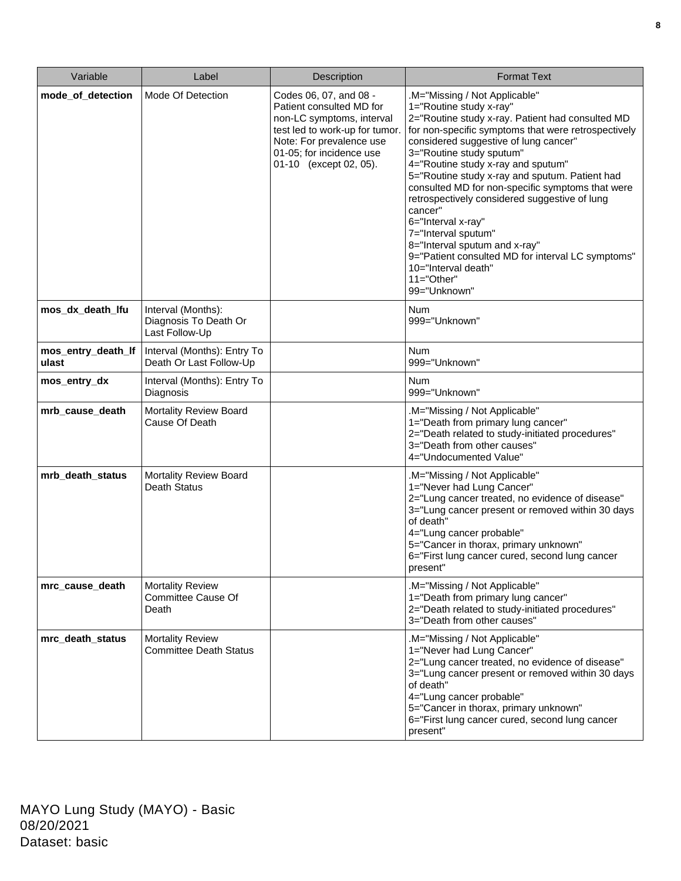| Variable | Label | Description | Format Text |
|---|---|---|---|
| **mode_of_detection** | Mode Of Detection | Codes 06, 07, and 08 - Patient consulted MD for non-LC symptoms, interval test led to work-up for tumor. Note: For prevalence use 01-05; for incidence use 01-10 (except 02, 05). | .M="Missing / Not Applicable"<br>1="Routine study x-ray"<br>2="Routine study x-ray. Patient had consulted MD for non-specific symptoms that were retrospectively considered suggestive of lung cancer"<br>3="Routine study sputum"<br>4="Routine study x-ray and sputum"<br>5="Routine study x-ray and sputum. Patient had consulted MD for non-specific symptoms that were retrospectively considered suggestive of lung cancer"<br>6="Interval x-ray"<br>7="Interval sputum"<br>8="Interval sputum and x-ray"<br>9="Patient consulted MD for interval LC symptoms"<br>10="Interval death"<br>11="Other"<br>99="Unknown" |
| **mos_dx_death_lfu** | Interval (Months): Diagnosis To Death Or Last Follow-Up | | Num<br>999="Unknown" |
| **mos_entry_death_lfulast** | Interval (Months): Entry To Death Or Last Follow-Up | | Num<br>999="Unknown" |
| **mos_entry_dx** | Interval (Months): Entry To Diagnosis | | Num<br>999="Unknown" |
| **mrb_cause_death** | Mortality Review Board Cause Of Death | | .M="Missing / Not Applicable"<br>1="Death from primary lung cancer"<br>2="Death related to study-initiated procedures"<br>3="Death from other causes"<br>4="Undocumented Value" |
| **mrb_death_status** | Mortality Review Board Death Status | | .M="Missing / Not Applicable"<br>1="Never had Lung Cancer"<br>2="Lung cancer treated, no evidence of disease"<br>3="Lung cancer present or removed within 30 days of death"<br>4="Lung cancer probable"<br>5="Cancer in thorax, primary unknown"<br>6="First lung cancer cured, second lung cancer present" |
| **mrc_cause_death** | Mortality Review Committee Cause Of Death | | .M="Missing / Not Applicable"<br>1="Death from primary lung cancer"<br>2="Death related to study-initiated procedures"<br>3="Death from other causes" |
| **mrc_death_status** | Mortality Review Committee Death Status | | .M="Missing / Not Applicable"<br>1="Never had Lung Cancer"<br>2="Lung cancer treated, no evidence of disease"<br>3="Lung cancer present or removed within 30 days of death"<br>4="Lung cancer probable"<br>5="Cancer in thorax, primary unknown"<br>6="First lung cancer cured, second lung cancer present" |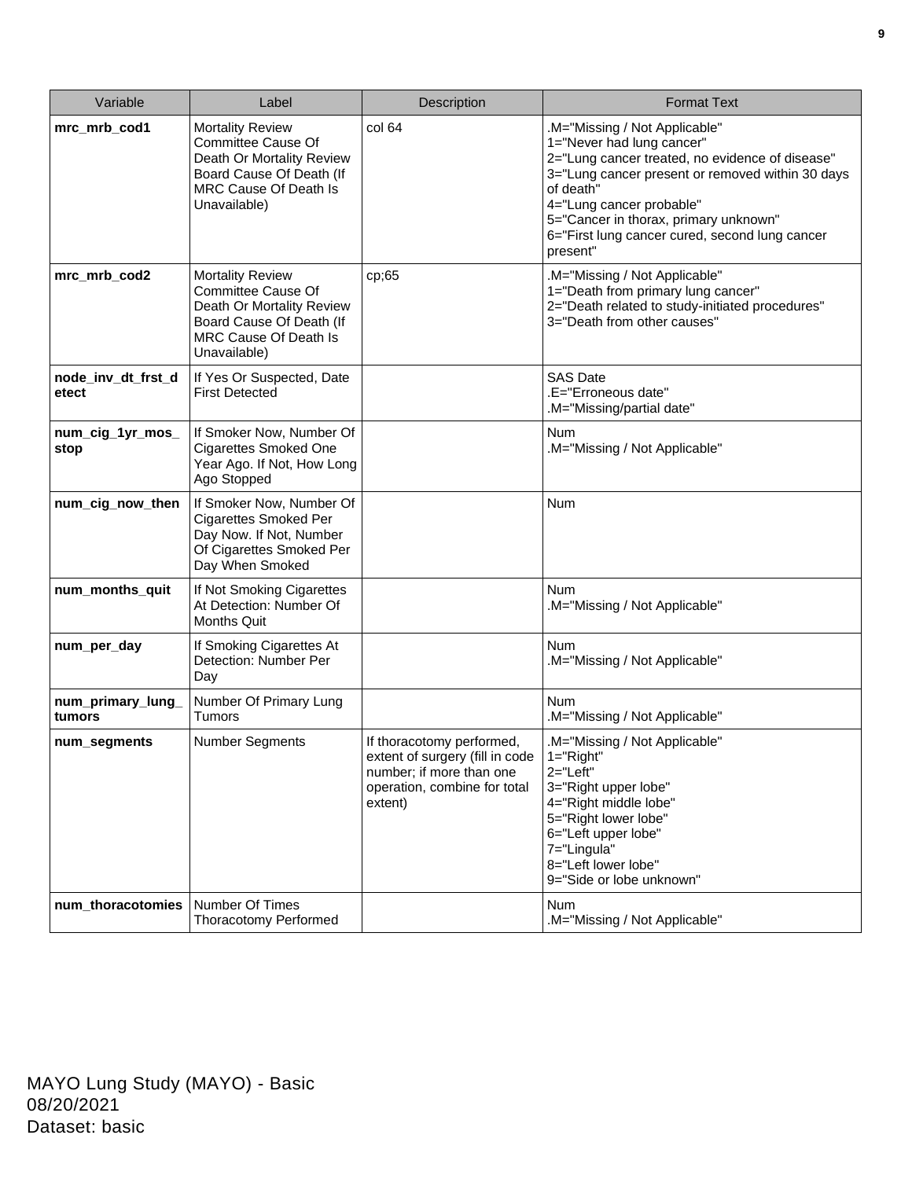| Variable | Label | Description | Format Text |
| --- | --- | --- | --- |
| **mrc_mrb_cod1** | Mortality Review Committee Cause Of Death Or Mortality Review Board Cause Of Death (If MRC Cause Of Death Is Unavailable) | col 64 | .M="Missing / Not Applicable"<br>1="Never had lung cancer"<br>2="Lung cancer treated, no evidence of disease"<br>3="Lung cancer present or removed within 30 days of death"<br>4="Lung cancer probable"<br>5="Cancer in thorax, primary unknown"<br>6="First lung cancer cured, second lung cancer present" |
| **mrc_mrb_cod2** | Mortality Review Committee Cause Of Death Or Mortality Review Board Cause Of Death (If MRC Cause Of Death Is Unavailable) | cp;65 | .M="Missing / Not Applicable"<br>1="Death from primary lung cancer"<br>2="Death related to study-initiated procedures"<br>3="Death from other causes" |
| **node_inv_dt_frst_detect** | If Yes Or Suspected, Date First Detected | | SAS Date<br>.E="Erroneous date"<br>.M="Missing/partial date" |
| **num_cig_1yr_mos_stop** | If Smoker Now, Number Of Cigarettes Smoked One Year Ago. If Not, How Long Ago Stopped | | Num<br>.M="Missing / Not Applicable" |
| **num_cig_now_then** | If Smoker Now, Number Of Cigarettes Smoked Per Day Now. If Not, Number Of Cigarettes Smoked Per Day When Smoked | | Num |
| **num_months_quit** | If Not Smoking Cigarettes At Detection: Number Of Months Quit | | Num<br>.M="Missing / Not Applicable" |
| **num_per_day** | If Smoking Cigarettes At Detection: Number Per Day | | Num<br>.M="Missing / Not Applicable" |
| **num_primary_lung_tumors** | Number Of Primary Lung Tumors | | Num<br>.M="Missing / Not Applicable" |
| **num_segments** | Number Segments | If thoracotomy performed, extent of surgery (fill in code number; if more than one operation, combine for total extent) | .M="Missing / Not Applicable"<br>1="Right"<br>2="Left"<br>3="Right upper lobe"<br>4="Right middle lobe"<br>5="Right lower lobe"<br>6="Left upper lobe"<br>7="Lingula"<br>8="Left lower lobe"<br>9="Side or lobe unknown" |
| **num_thoracotomies** | Number Of Times Thoracotomy Performed | | Num<br>.M="Missing / Not Applicable" |

MAYO Lung Study (MAYO) - Basic
08/20/2021
Dataset: basic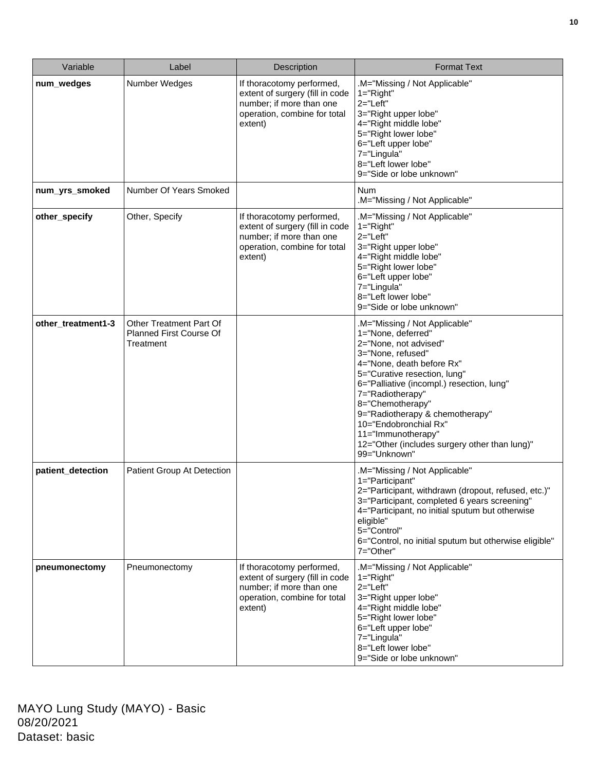| Variable | Label | Description | Format Text |
|---|---|---|---|
| **num_wedges** | Number Wedges | If thoracotomy performed, extent of surgery (fill in code number; if more than one operation, combine for total extent) | .M="Missing / Not Applicable"<br>1="Right"<br>2="Left"<br>3="Right upper lobe"<br>4="Right middle lobe"<br>5="Right lower lobe"<br>6="Left upper lobe"<br>7="Lingula"<br>8="Left lower lobe"<br>9="Side or lobe unknown" |
| **num_yrs_smoked** | Number Of Years Smoked | | Num<br>.M="Missing / Not Applicable" |
| **other_specify** | Other, Specify | If thoracotomy performed, extent of surgery (fill in code number; if more than one operation, combine for total extent) | .M="Missing / Not Applicable"<br>1="Right"<br>2="Left"<br>3="Right upper lobe"<br>4="Right middle lobe"<br>5="Right lower lobe"<br>6="Left upper lobe"<br>7="Lingula"<br>8="Left lower lobe"<br>9="Side or lobe unknown" |
| **other_treatment1-3** | Other Treatment Part Of Planned First Course Of Treatment | | .M="Missing / Not Applicable"<br>1="None, deferred"<br>2="None, not advised"<br>3="None, refused"<br>4="None, death before Rx"<br>5="Curative resection, lung"<br>6="Palliative (incompl.) resection, lung"<br>7="Radiotherapy"<br>8="Chemotherapy"<br>9="Radiotherapy & chemotherapy"<br>10="Endobronchial Rx"<br>11="Immunotherapy"<br>12="Other (includes surgery other than lung)"<br>99="Unknown" |
| **patient_detection** | Patient Group At Detection | | .M="Missing / Not Applicable"<br>1="Participant"<br>2="Participant, withdrawn (dropout, refused, etc.)"<br>3="Participant, completed 6 years screening"<br>4="Participant, no initial sputum but otherwise eligible"<br>5="Control"<br>6="Control, no initial sputum but otherwise eligible"<br>7="Other" |
| **pneumonectomy** | Pneumonectomy | If thoracotomy performed, extent of surgery (fill in code number; if more than one operation, combine for total extent) | .M="Missing / Not Applicable"<br>1="Right"<br>2="Left"<br>3="Right upper lobe"<br>4="Right middle lobe"<br>5="Right lower lobe"<br>6="Left upper lobe"<br>7="Lingula"<br>8="Left lower lobe"<br>9="Side or lobe unknown" |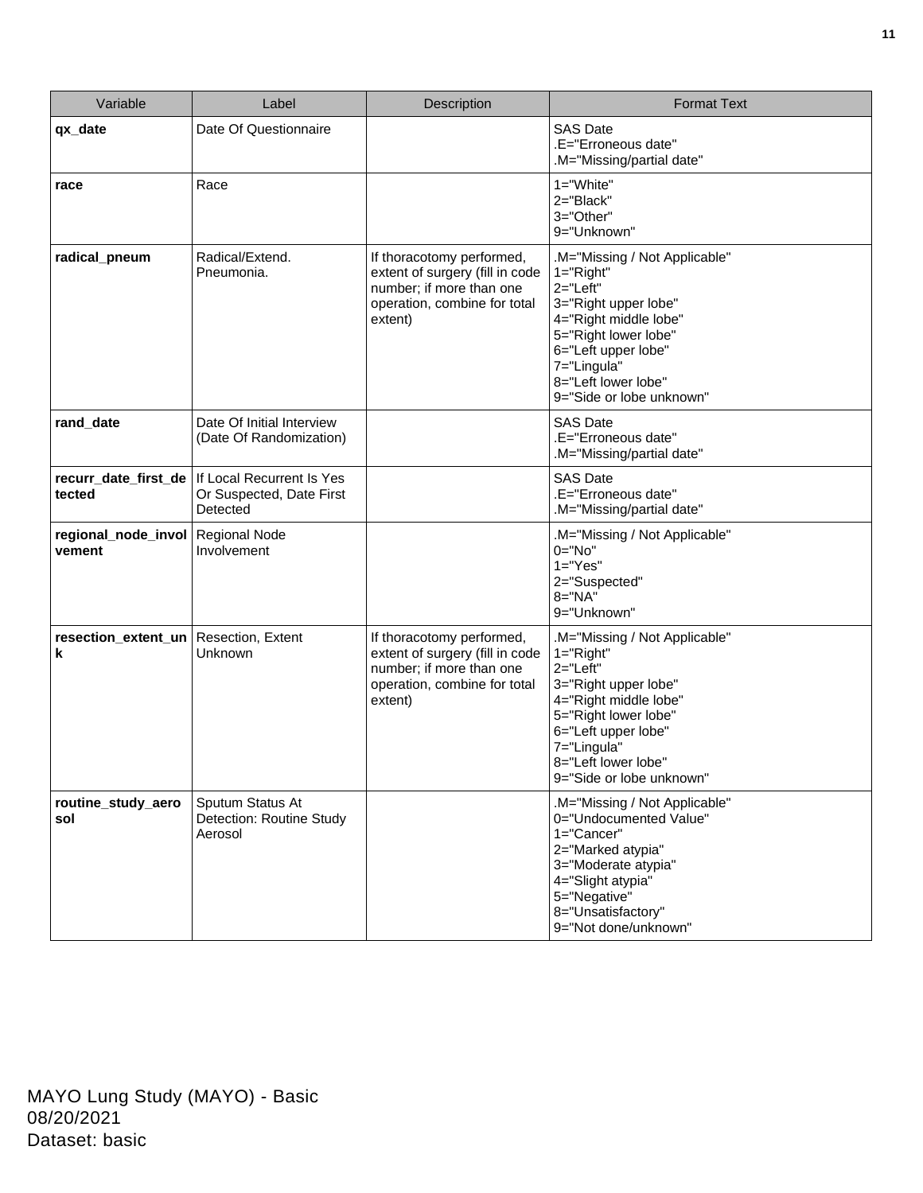| Variable | Label | Description | Format Text |
|---|---|---|---|
| **qx_date** | Date Of Questionnaire | | SAS Date<br>.E="Erroneous date"<br>.M="Missing/partial date" |
| **race** | Race | | 1="White"<br>2="Black"<br>3="Other"<br>9="Unknown" |
| **radical_pneum** | Radical/Extend. Pneumonia. | If thoracotomy performed, extent of surgery (fill in code number; if more than one operation, combine for total extent) | .M="Missing / Not Applicable"<br>1="Right"<br>2="Left"<br>3="Right upper lobe"<br>4="Right middle lobe"<br>5="Right lower lobe"<br>6="Left upper lobe"<br>7="Lingula"<br>8="Left lower lobe"<br>9="Side or lobe unknown" |
| **rand_date** | Date Of Initial Interview (Date Of Randomization) | | SAS Date<br>.E="Erroneous date"<br>.M="Missing/partial date" |
| **recurr_date_first_detected** | If Local Recurrent Is Yes Or Suspected, Date First Detected | | SAS Date<br>.E="Erroneous date"<br>.M="Missing/partial date" |
| **regional_node_involvement** | Regional Node Involvement | | .M="Missing / Not Applicable"<br>0="No"<br>1="Yes"<br>2="Suspected"<br>8="NA"<br>9="Unknown" |
| **resection_extent_unk** | Resection, Extent Unknown | If thoracotomy performed, extent of surgery (fill in code number; if more than one operation, combine for total extent) | .M="Missing / Not Applicable"<br>1="Right"<br>2="Left"<br>3="Right upper lobe"<br>4="Right middle lobe"<br>5="Right lower lobe"<br>6="Left upper lobe"<br>7="Lingula"<br>8="Left lower lobe"<br>9="Side or lobe unknown" |
| **routine_study_aerosol** | Sputum Status At Detection: Routine Study Aerosol | | .M="Missing / Not Applicable"<br>0="Undocumented Value"<br>1="Cancer"<br>2="Marked atypia"<br>3="Moderate atypia"<br>4="Slight atypia"<br>5="Negative"<br>8="Unsatisfactory"<br>9="Not done/unknown" |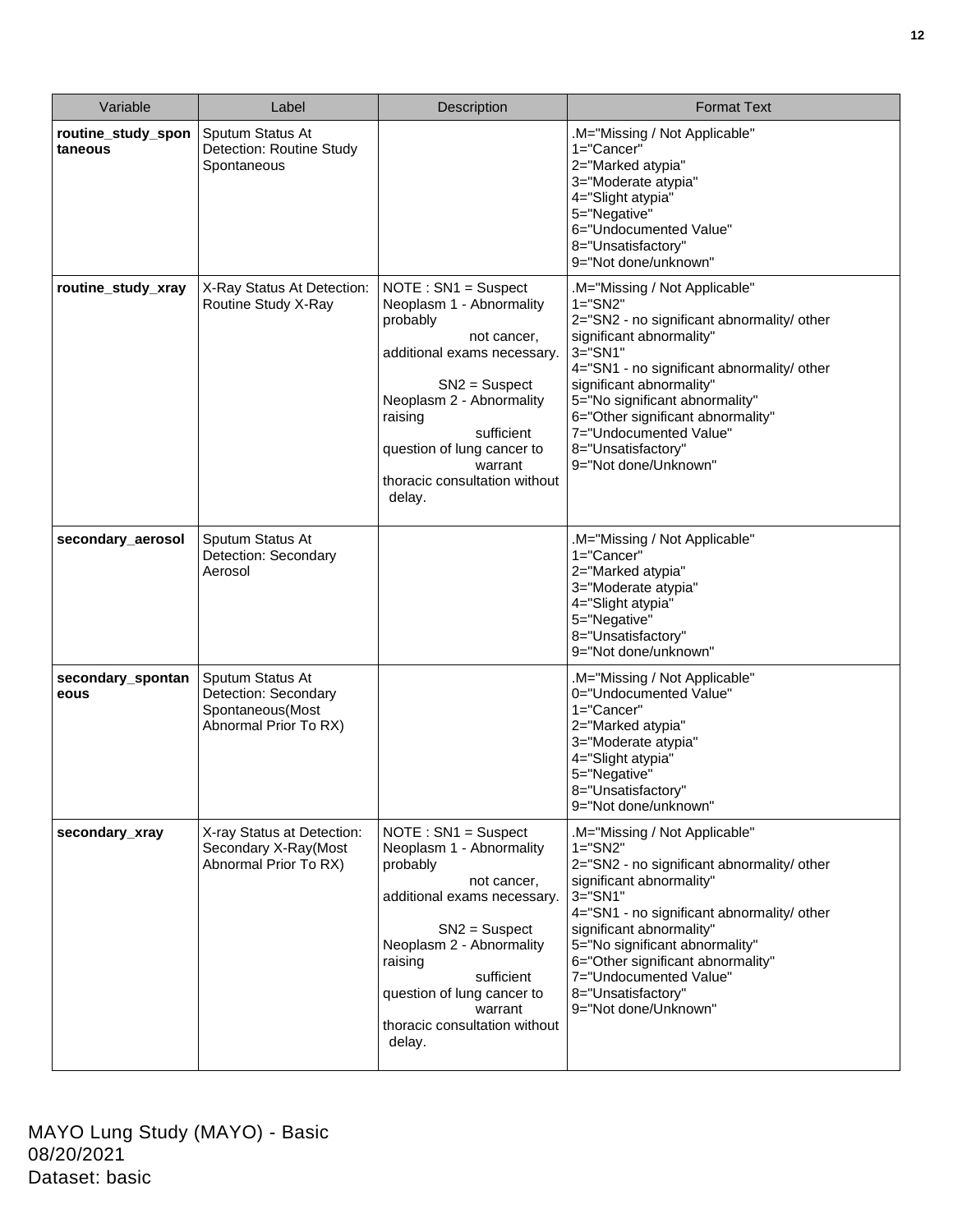| Variable | Label | Description | Format Text |
|---|---|---|---|
| **routine_study_spontaneous** | Sputum Status At Detection: Routine Study Spontaneous | | .M="Missing / Not Applicable"<br>1="Cancer"<br>2="Marked atypia"<br>3="Moderate atypia"<br>4="Slight atypia"<br>5="Negative"<br>6="Undocumented Value"<br>8="Unsatisfactory"<br>9="Not done/unknown" |
| **routine_study_xray** | X-Ray Status At Detection: Routine Study X-Ray | NOTE : SN1 = Suspect Neoplasm 1 - Abnormality probably not cancer, additional exams necessary.<br><br>SN2 = Suspect Neoplasm 2 - Abnormality raising sufficient question of lung cancer to warrant thoracic consultation without delay. | .M="Missing / Not Applicable"<br>1="SN2"<br>2="SN2 - no significant abnormality/ other significant abnormality"<br>3="SN1"<br>4="SN1 - no significant abnormality/ other significant abnormality"<br>5="No significant abnormality"<br>6="Other significant abnormality"<br>7="Undocumented Value"<br>8="Unsatisfactory"<br>9="Not done/Unknown" |
| **secondary_aerosol** | Sputum Status At Detection: Secondary Aerosol | | .M="Missing / Not Applicable"<br>1="Cancer"<br>2="Marked atypia"<br>3="Moderate atypia"<br>4="Slight atypia"<br>5="Negative"<br>8="Unsatisfactory"<br>9="Not done/unknown" |
| **secondary_spontaneous** | Sputum Status At Detection: Secondary Spontaneous(Most Abnormal Prior To RX) | | .M="Missing / Not Applicable"<br>0="Undocumented Value"<br>1="Cancer"<br>2="Marked atypia"<br>3="Moderate atypia"<br>4="Slight atypia"<br>5="Negative"<br>8="Unsatisfactory"<br>9="Not done/unknown" |
| **secondary_xray** | X-ray Status at Detection: Secondary X-Ray(Most Abnormal Prior To RX) | NOTE : SN1 = Suspect Neoplasm 1 - Abnormality probably not cancer, additional exams necessary.<br><br>SN2 = Suspect Neoplasm 2 - Abnormality raising sufficient question of lung cancer to warrant thoracic consultation without delay. | .M="Missing / Not Applicable"<br>1="SN2"<br>2="SN2 - no significant abnormality/ other significant abnormality"<br>3="SN1"<br>4="SN1 - no significant abnormality/ other significant abnormality"<br>5="No significant abnormality"<br>6="Other significant abnormality"<br>7="Undocumented Value"<br>8="Unsatisfactory"<br>9="Not done/Unknown" |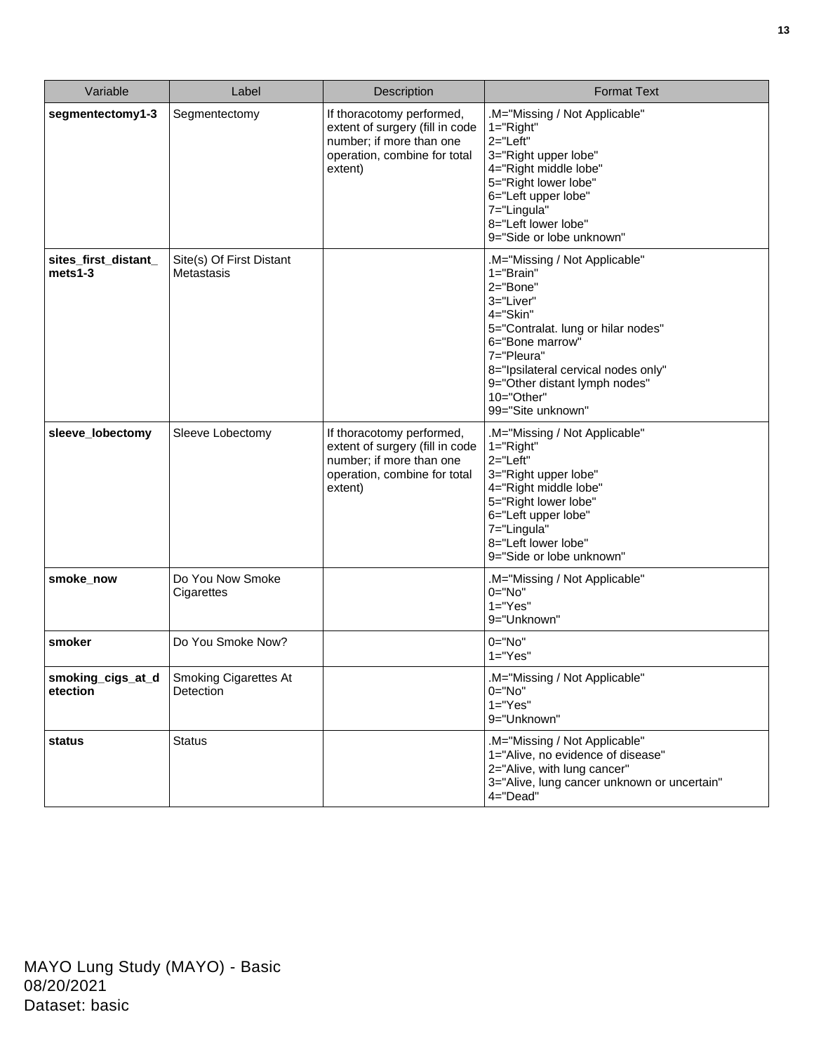| Variable | Label | Description | Format Text |
| --- | --- | --- | --- |
| **segmentectomy1-3** | Segmentectomy | If thoracotomy performed, extent of surgery (fill in code number; if more than one operation, combine for total extent) | .M="Missing / Not Applicable"<br>1="Right"<br>2="Left"<br>3="Right upper lobe"<br>4="Right middle lobe"<br>5="Right lower lobe"<br>6="Left upper lobe"<br>7="Lingula"<br>8="Left lower lobe"<br>9="Side or lobe unknown" |
| **sites_first_distant_mets1-3** | Site(s) Of First Distant Metastasis | | .M="Missing / Not Applicable"<br>1="Brain"<br>2="Bone"<br>3="Liver"<br>4="Skin"<br>5="Contralat. lung or hilar nodes"<br>6="Bone marrow"<br>7="Pleura"<br>8="Ipsilateral cervical nodes only"<br>9="Other distant lymph nodes"<br>10="Other"<br>99="Site unknown" |
| **sleeve_lobectomy** | Sleeve Lobectomy | If thoracotomy performed, extent of surgery (fill in code number; if more than one operation, combine for total extent) | .M="Missing / Not Applicable"<br>1="Right"<br>2="Left"<br>3="Right upper lobe"<br>4="Right middle lobe"<br>5="Right lower lobe"<br>6="Left upper lobe"<br>7="Lingula"<br>8="Left lower lobe"<br>9="Side or lobe unknown" |
| **smoke_now** | Do You Now Smoke Cigarettes | | .M="Missing / Not Applicable"<br>0="No"<br>1="Yes"<br>9="Unknown" |
| **smoker** | Do You Smoke Now? | | 0="No"<br>1="Yes" |
| **smoking_cigs_at_detection** | Smoking Cigarettes At Detection | | .M="Missing / Not Applicable"<br>0="No"<br>1="Yes"<br>9="Unknown" |
| **status** | Status | | .M="Missing / Not Applicable"<br>1="Alive, no evidence of disease"<br>2="Alive, with lung cancer"<br>3="Alive, lung cancer unknown or uncertain"<br>4="Dead" |

MAYO Lung Study (MAYO) - Basic
08/20/2021
Dataset: basic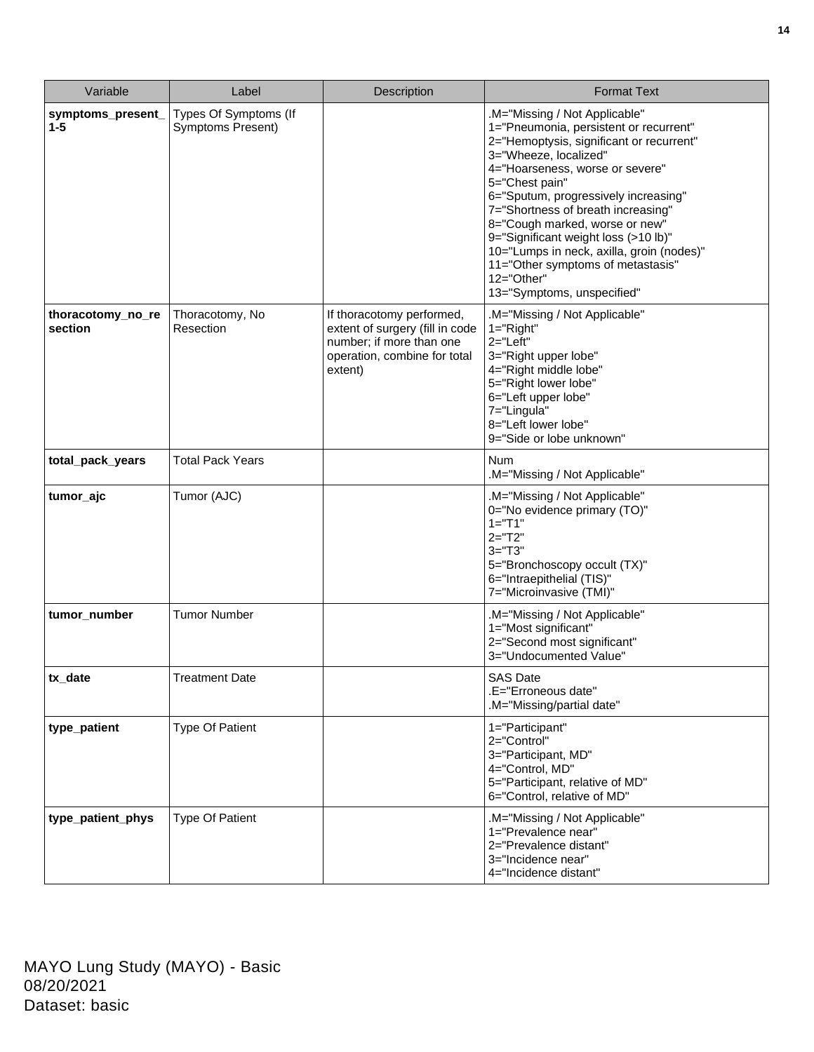| Variable | Label | Description | Format Text |
| --- | --- | --- | --- |
| **symptoms_present_1-5** | Types Of Symptoms (If Symptoms Present) | | .M="Missing / Not Applicable"<br>1="Pneumonia, persistent or recurrent"<br>2="Hemoptysis, significant or recurrent"<br>3="Wheeze, localized"<br>4="Hoarseness, worse or severe"<br>5="Chest pain"<br>6="Sputum, progressively increasing"<br>7="Shortness of breath increasing"<br>8="Cough marked, worse or new"<br>9="Significant weight loss (>10 lb)"<br>10="Lumps in neck, axilla, groin (nodes)"<br>11="Other symptoms of metastasis"<br>12="Other"<br>13="Symptoms, unspecified" |
| **thoracotomy_no_resection** | Thoracotomy, No Resection | If thoracotomy performed, extent of surgery (fill in code number; if more than one operation, combine for total extent) | .M="Missing / Not Applicable"<br>1="Right"<br>2="Left"<br>3="Right upper lobe"<br>4="Right middle lobe"<br>5="Right lower lobe"<br>6="Left upper lobe"<br>7="Lingula"<br>8="Left lower lobe"<br>9="Side or lobe unknown" |
| **total_pack_years** | Total Pack Years | | Num<br>.M="Missing / Not Applicable" |
| **tumor_ajc** | Tumor (AJC) | | .M="Missing / Not Applicable"<br>0="No evidence primary (TO)"<br>1="T1"<br>2="T2"<br>3="T3"<br>5="Bronchoscopy occult (TX)"<br>6="Intraepithelial (TIS)"<br>7="Microinvasive (TMI)" |
| **tumor_number** | Tumor Number | | .M="Missing / Not Applicable"<br>1="Most significant"<br>2="Second most significant"<br>3="Undocumented Value" |
| **tx_date** | Treatment Date | | SAS Date<br>.E="Erroneous date"<br>.M="Missing/partial date" |
| **type_patient** | Type Of Patient | | 1="Participant"<br>2="Control"<br>3="Participant, MD"<br>4="Control, MD"<br>5="Participant, relative of MD"<br>6="Control, relative of MD" |
| **type_patient_phys** | Type Of Patient | | .M="Missing / Not Applicable"<br>1="Prevalence near"<br>2="Prevalence distant"<br>3="Incidence near"<br>4="Incidence distant" |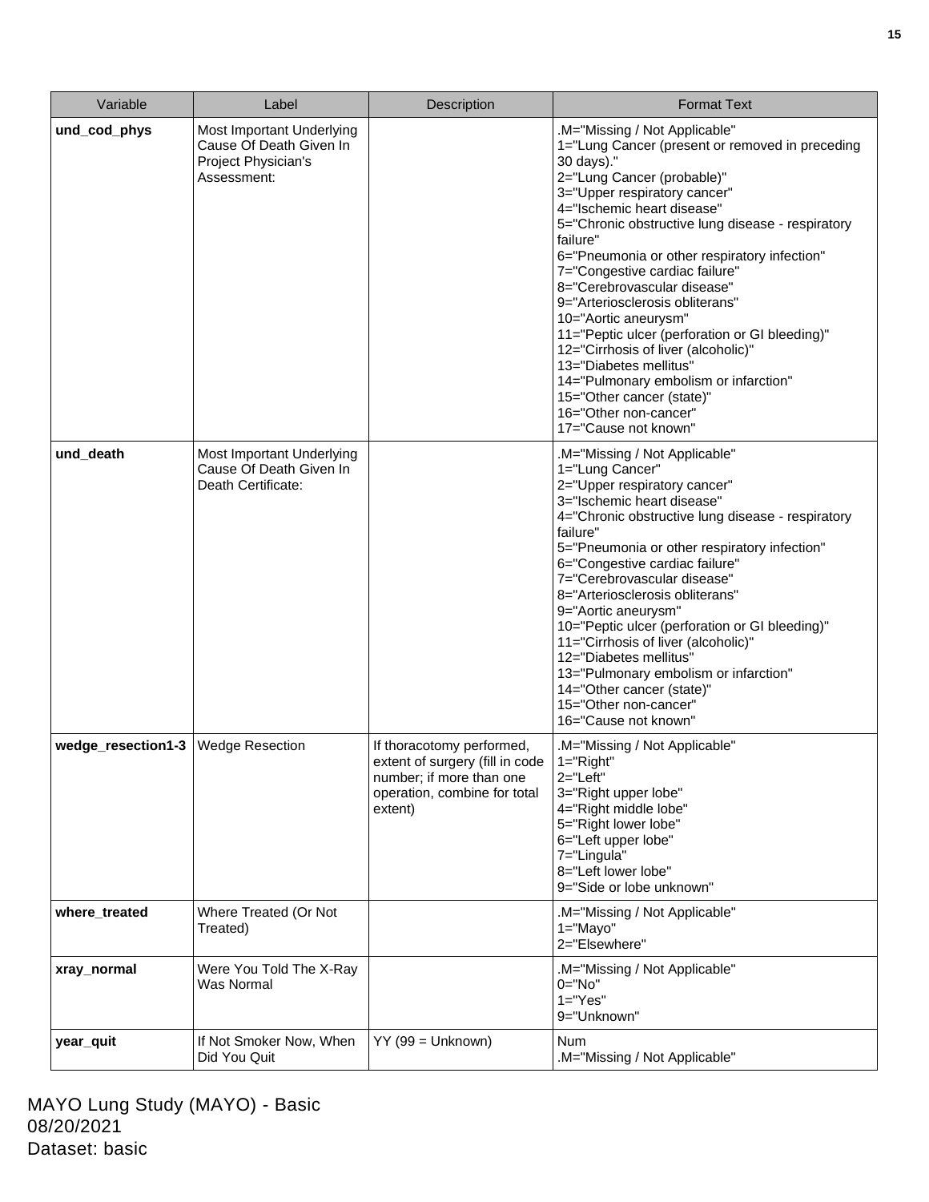| Variable | Label | Description | Format Text |
| --- | --- | --- | --- |
| **und_cod_phys** | Most Important Underlying Cause Of Death Given In Project Physician's Assessment: | | .M="Missing / Not Applicable"<br>1="Lung Cancer (present or removed in preceding 30 days)."<br>2="Lung Cancer (probable)"<br>3="Upper respiratory cancer"<br>4="Ischemic heart disease"<br>5="Chronic obstructive lung disease - respiratory failure"<br>6="Pneumonia or other respiratory infection"<br>7="Congestive cardiac failure"<br>8="Cerebrovascular disease"<br>9="Arteriosclerosis obliterans"<br>10="Aortic aneurysm"<br>11="Peptic ulcer (perforation or GI bleeding)"<br>12="Cirrhosis of liver (alcoholic)"<br>13="Diabetes mellitus"<br>14="Pulmonary embolism or infarction"<br>15="Other cancer (state)"<br>16="Other non-cancer"<br>17="Cause not known" |
| **und_death** | Most Important Underlying Cause Of Death Given In Death Certificate: | | .M="Missing / Not Applicable"<br>1="Lung Cancer"<br>2="Upper respiratory cancer"<br>3="Ischemic heart disease"<br>4="Chronic obstructive lung disease - respiratory failure"<br>5="Pneumonia or other respiratory infection"<br>6="Congestive cardiac failure"<br>7="Cerebrovascular disease"<br>8="Arteriosclerosis obliterans"<br>9="Aortic aneurysm"<br>10="Peptic ulcer (perforation or GI bleeding)"<br>11="Cirrhosis of liver (alcoholic)"<br>12="Diabetes mellitus"<br>13="Pulmonary embolism or infarction"<br>14="Other cancer (state)"<br>15="Other non-cancer"<br>16="Cause not known" |
| **wedge_resection1-3** | Wedge Resection | If thoracotomy performed, extent of surgery (fill in code number; if more than one operation, combine for total extent) | .M="Missing / Not Applicable"<br>1="Right"<br>2="Left"<br>3="Right upper lobe"<br>4="Right middle lobe"<br>5="Right lower lobe"<br>6="Left upper lobe"<br>7="Lingula"<br>8="Left lower lobe"<br>9="Side or lobe unknown" |
| **where_treated** | Where Treated (Or Not Treated) | | .M="Missing / Not Applicable"<br>1="Mayo"<br>2="Elsewhere" |
| **xray_normal** | Were You Told The X-Ray Was Normal | | .M="Missing / Not Applicable"<br>0="No"<br>1="Yes"<br>9="Unknown" |
| **year_quit** | If Not Smoker Now, When Did You Quit | YY (99 = Unknown) | Num<br>.M="Missing / Not Applicable" |

MAYO Lung Study (MAYO) - Basic
08/20/2021
Dataset: basic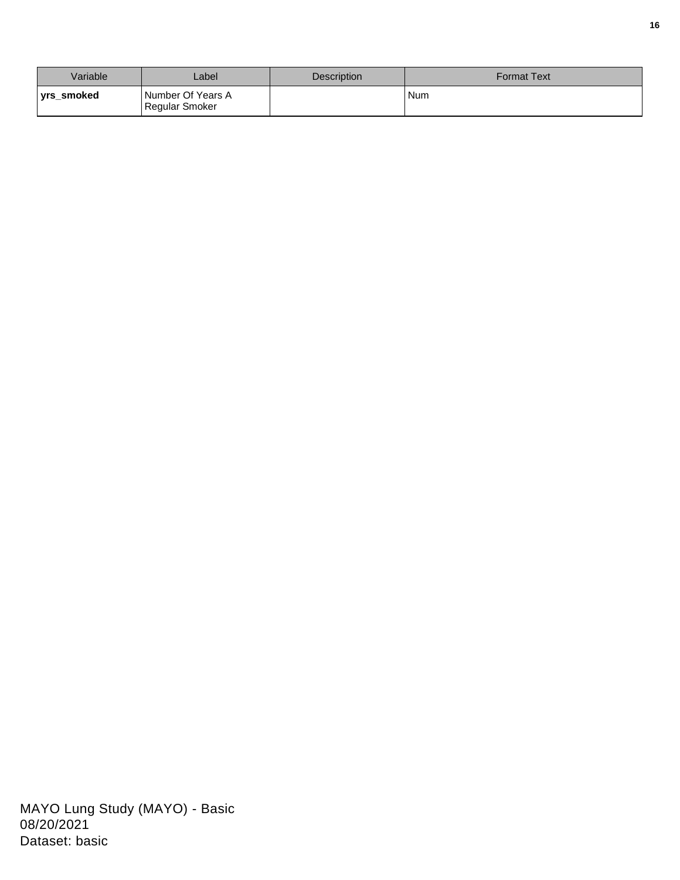| Variable | Label | Description | Format Text |
| --- | --- | --- | --- |
| **yrs_smoked** | Number Of Years A Regular Smoker | | Num |